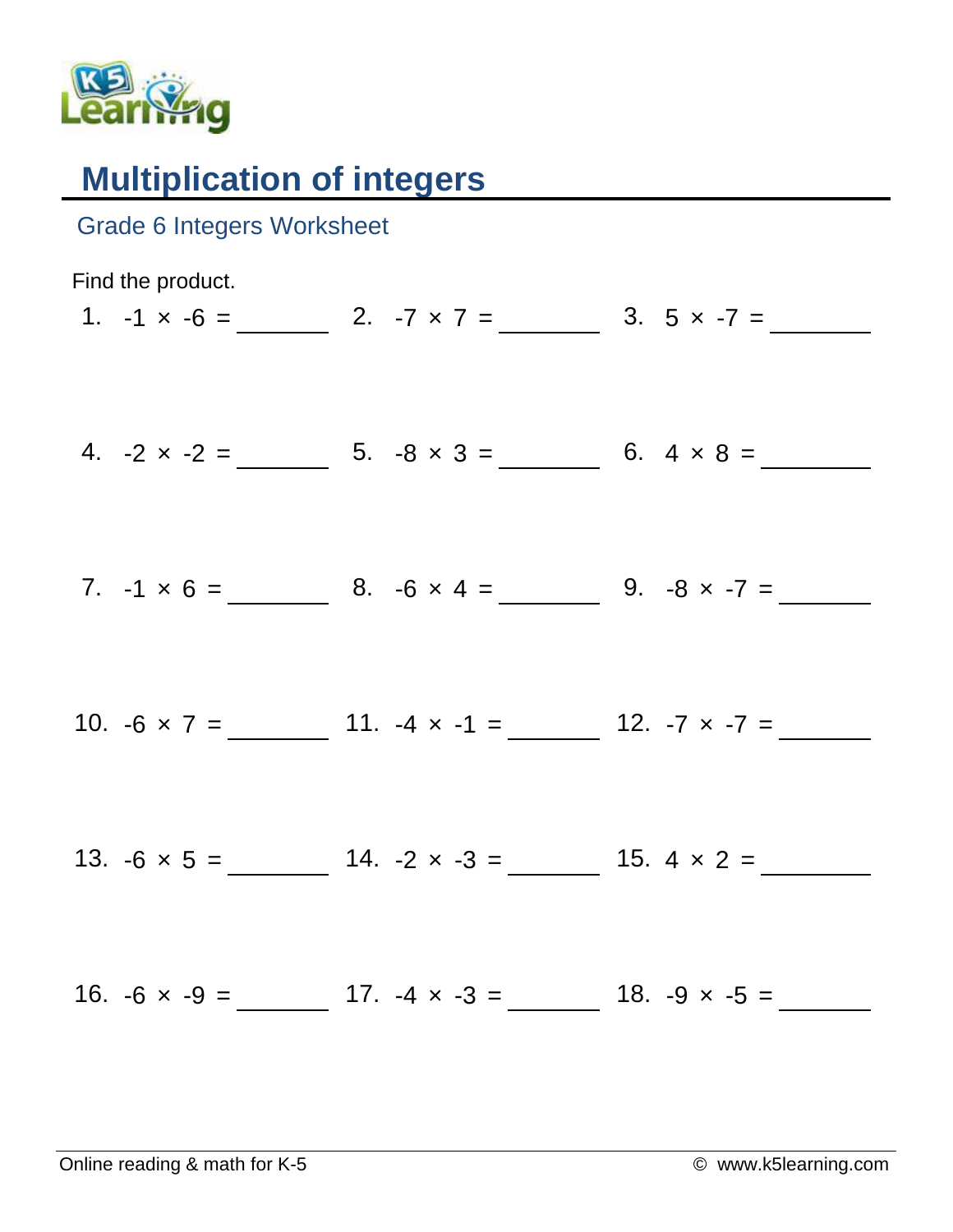# Multiplication of integers

## Grade 6 Integers Worksheet

Find the product.

1. $-1 \times -6 =$ ______
2. $-7 \times 7 =$ ______
3. $5 \times -7 =$ ______
4. $-2 \times -2 =$ ______
5. $-8 \times 3 =$ ______
6. $4 \times 8 =$ ______
7. $-1 \times 6 =$ ______
8. $-6 \times 4 =$ ______
9. $-8 \times -7 =$ ______
10. $-6 \times 7 =$ ______
11. $-4 \times -1 =$ ______
12. $-7 \times -7 =$ ______
13. $-6 \times 5 =$ ______
14. $-2 \times -3 =$ ______
15. $4 \times 2 =$ ______
16. $-6 \times -9 =$ ______
17. $-4 \times -3 =$ ______
18. $-9 \times -5 =$ ______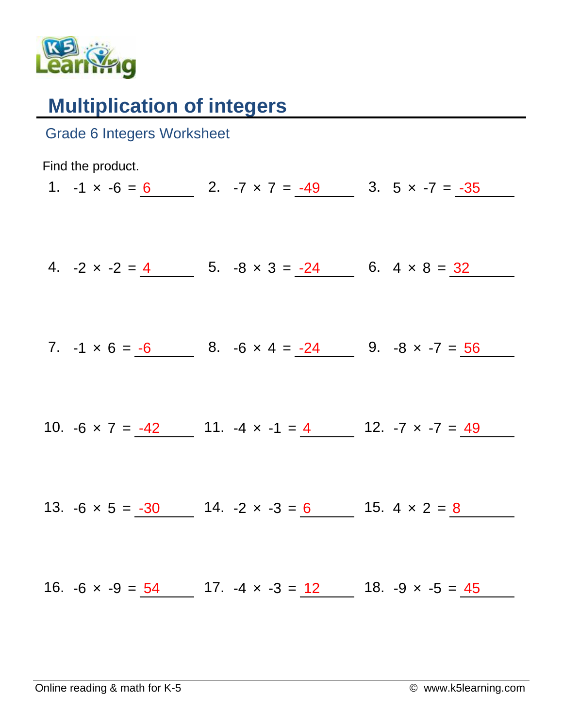# Multiplication of integers

## Grade 6 Integers Worksheet

Find the product.

1. $-1 \times -6 = 6$
2. $-7 \times 7 = -49$
3. $5 \times -7 = -35$
4. $-2 \times -2 = 4$
5. $-8 \times 3 = -24$
6. $4 \times 8 = 32$
7. $-1 \times 6 = -6$
8. $-6 \times 4 = -24$
9. $-8 \times -7 = 56$
10. $-6 \times 7 = -42$
11. $-4 \times -1 = 4$
12. $-7 \times -7 = 49$
13. $-6 \times 5 = -30$
14. $-2 \times -3 = 6$
15. $4 \times 2 = 8$
16. $-6 \times -9 = 54$
17. $-4 \times -3 = 12$
18. $-9 \times -5 = 45$